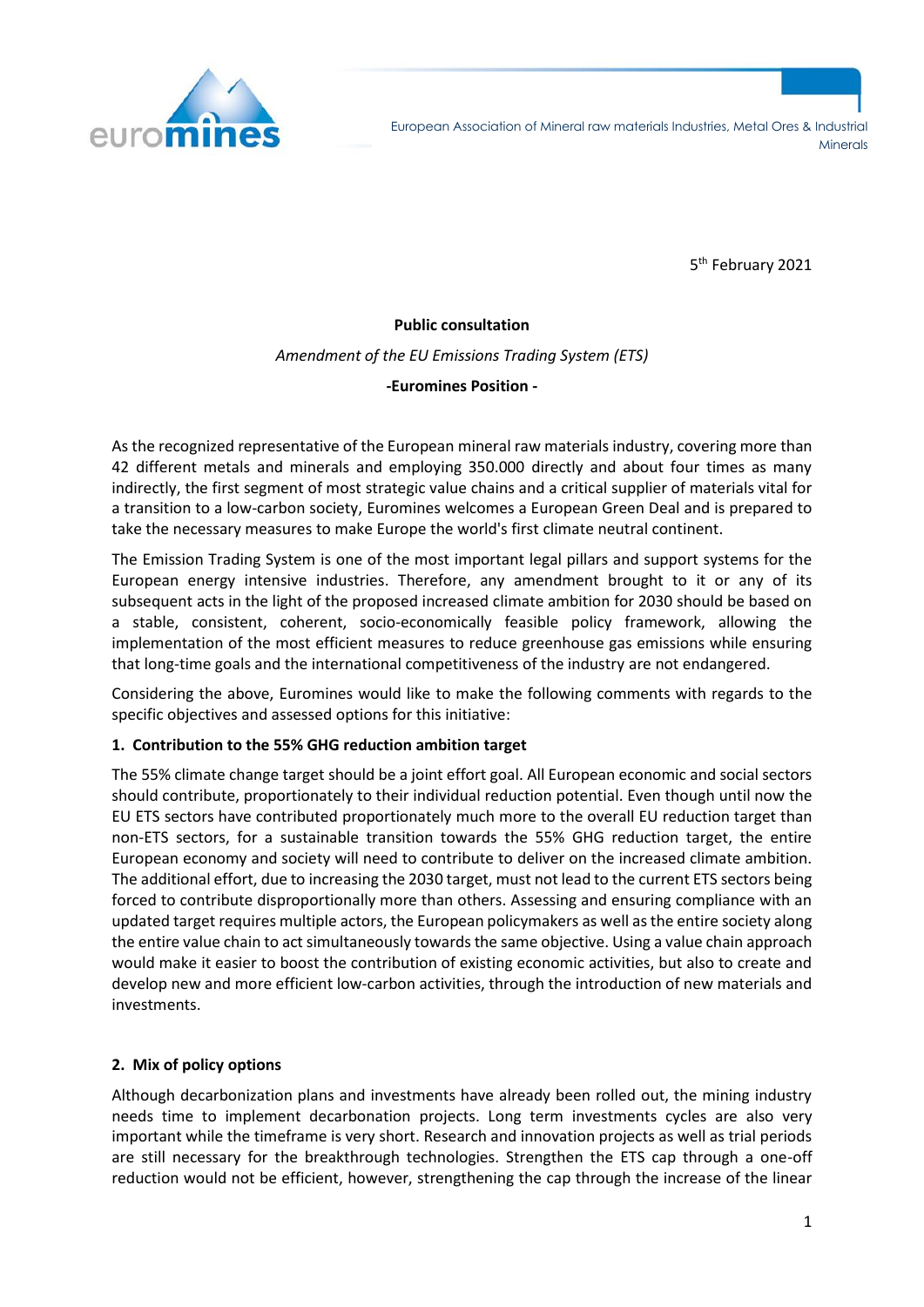European Association of Mineral raw materials Industries, Metal Ores & Industrial Minerals

5th February 2021

**Public consultation**

*Amendment of the EU Emissions Trading System (ETS)*

**-Euromines Position -**

As the recognized representative of the European mineral raw materials industry, covering more than 42 different metals and minerals and employing 350.000 directly and about four times as many indirectly, the first segment of most strategic value chains and a critical supplier of materials vital for a transition to a low-carbon society, Euromines welcomes a European Green Deal and is prepared to take the necessary measures to make Europe the world's first climate neutral continent.

The Emission Trading System is one of the most important legal pillars and support systems for the European energy intensive industries. Therefore, any amendment brought to it or any of its subsequent acts in the light of the proposed increased climate ambition for 2030 should be based on a stable, consistent, coherent, socio-economically feasible policy framework, allowing the implementation of the most efficient measures to reduce greenhouse gas emissions while ensuring that long-time goals and the international competitiveness of the industry are not endangered.

Considering the above, Euromines would like to make the following comments with regards to the specific objectives and assessed options for this initiative:

**1. Contribution to the 55% GHG reduction ambition target**

The 55% climate change target should be a joint effort goal. All European economic and social sectors should contribute, proportionately to their individual reduction potential. Even though until now the EU ETS sectors have contributed proportionately much more to the overall EU reduction target than non-ETS sectors, for a sustainable transition towards the 55% GHG reduction target, the entire European economy and society will need to contribute to deliver on the increased climate ambition. The additional effort, due to increasing the 2030 target, must not lead to the current ETS sectors being forced to contribute disproportionally more than others. Assessing and ensuring compliance with an updated target requires multiple actors, the European policymakers as well as the entire society along the entire value chain to act simultaneously towards the same objective. Using a value chain approach would make it easier to boost the contribution of existing economic activities, but also to create and develop new and more efficient low-carbon activities, through the introduction of new materials and investments.

**2. Mix of policy options**

Although decarbonization plans and investments have already been rolled out, the mining industry needs time to implement decarbonation projects. Long term investments cycles are also very important while the timeframe is very short. Research and innovation projects as well as trial periods are still necessary for the breakthrough technologies. Strengthen the ETS cap through a one-off reduction would not be efficient, however, strengthening the cap through the increase of the linear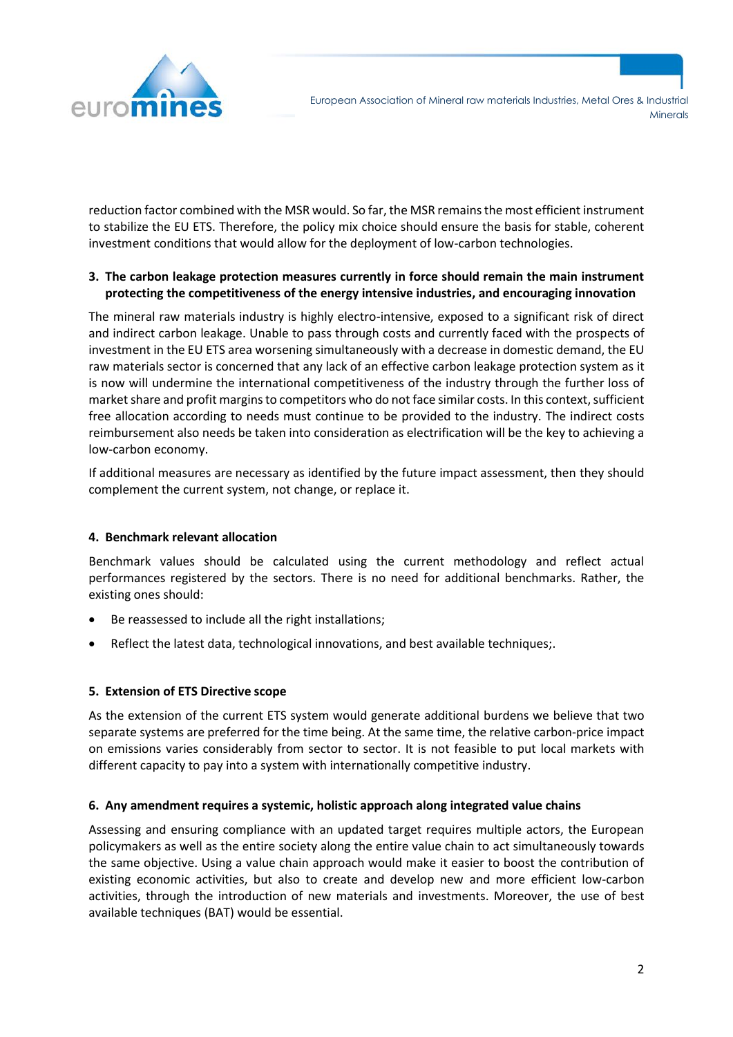reduction factor combined with the MSR would. So far, the MSR remains the most efficient instrument to stabilize the EU ETS. Therefore, the policy mix choice should ensure the basis for stable, coherent investment conditions that would allow for the deployment of low-carbon technologies.

### 3. The carbon leakage protection measures currently in force should remain the main instrument protecting the competitiveness of the energy intensive industries, and encouraging innovation

The mineral raw materials industry is highly electro-intensive, exposed to a significant risk of direct and indirect carbon leakage. Unable to pass through costs and currently faced with the prospects of investment in the EU ETS area worsening simultaneously with a decrease in domestic demand, the EU raw materials sector is concerned that any lack of an effective carbon leakage protection system as it is now will undermine the international competitiveness of the industry through the further loss of market share and profit margins to competitors who do not face similar costs. In this context, sufficient free allocation according to needs must continue to be provided to the industry. The indirect costs reimbursement also needs be taken into consideration as electrification will be the key to achieving a low-carbon economy.

If additional measures are necessary as identified by the future impact assessment, then they should complement the current system, not change, or replace it.

### 4. Benchmark relevant allocation

Benchmark values should be calculated using the current methodology and reflect actual performances registered by the sectors. There is no need for additional benchmarks. Rather, the existing ones should:

- Be reassessed to include all the right installations;
- Reflect the latest data, technological innovations, and best available techniques;.

### 5. Extension of ETS Directive scope

As the extension of the current ETS system would generate additional burdens we believe that two separate systems are preferred for the time being. At the same time, the relative carbon-price impact on emissions varies considerably from sector to sector. It is not feasible to put local markets with different capacity to pay into a system with internationally competitive industry.

### 6. Any amendment requires a systemic, holistic approach along integrated value chains

Assessing and ensuring compliance with an updated target requires multiple actors, the European policymakers as well as the entire society along the entire value chain to act simultaneously towards the same objective. Using a value chain approach would make it easier to boost the contribution of existing economic activities, but also to create and develop new and more efficient low-carbon activities, through the introduction of new materials and investments. Moreover, the use of best available techniques (BAT) would be essential.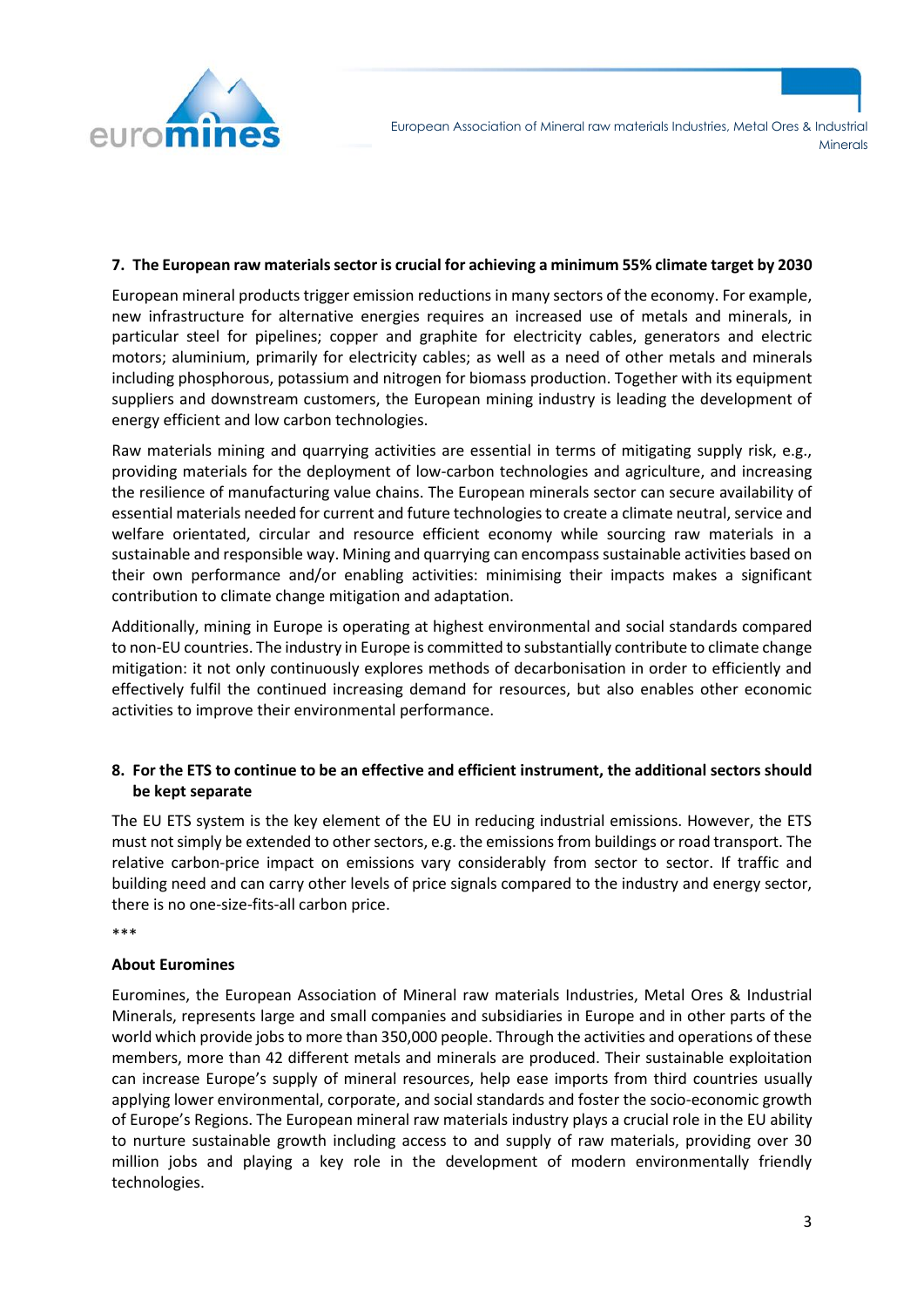### 7. The European raw materials sector is crucial for achieving a minimum 55% climate target by 2030

European mineral products trigger emission reductions in many sectors of the economy. For example, new infrastructure for alternative energies requires an increased use of metals and minerals, in particular steel for pipelines; copper and graphite for electricity cables, generators and electric motors; aluminium, primarily for electricity cables; as well as a need of other metals and minerals including phosphorous, potassium and nitrogen for biomass production. Together with its equipment suppliers and downstream customers, the European mining industry is leading the development of energy efficient and low carbon technologies.

Raw materials mining and quarrying activities are essential in terms of mitigating supply risk, e.g., providing materials for the deployment of low-carbon technologies and agriculture, and increasing the resilience of manufacturing value chains. The European minerals sector can secure availability of essential materials needed for current and future technologies to create a climate neutral, service and welfare orientated, circular and resource efficient economy while sourcing raw materials in a sustainable and responsible way. Mining and quarrying can encompass sustainable activities based on their own performance and/or enabling activities: minimising their impacts makes a significant contribution to climate change mitigation and adaptation.

Additionally, mining in Europe is operating at highest environmental and social standards compared to non-EU countries. The industry in Europe is committed to substantially contribute to climate change mitigation: it not only continuously explores methods of decarbonisation in order to efficiently and effectively fulfil the continued increasing demand for resources, but also enables other economic activities to improve their environmental performance.

### 8. For the ETS to continue to be an effective and efficient instrument, the additional sectors should be kept separate

The EU ETS system is the key element of the EU in reducing industrial emissions. However, the ETS must not simply be extended to other sectors, e.g. the emissions from buildings or road transport. The relative carbon-price impact on emissions vary considerably from sector to sector. If traffic and building need and can carry other levels of price signals compared to the industry and energy sector, there is no one-size-fits-all carbon price.

***

**About Euromines**

Euromines, the European Association of Mineral raw materials Industries, Metal Ores & Industrial Minerals, represents large and small companies and subsidiaries in Europe and in other parts of the world which provide jobs to more than 350,000 people. Through the activities and operations of these members, more than 42 different metals and minerals are produced. Their sustainable exploitation can increase Europe's supply of mineral resources, help ease imports from third countries usually applying lower environmental, corporate, and social standards and foster the socio-economic growth of Europe's Regions. The European mineral raw materials industry plays a crucial role in the EU ability to nurture sustainable growth including access to and supply of raw materials, providing over 30 million jobs and playing a key role in the development of modern environmentally friendly technologies.